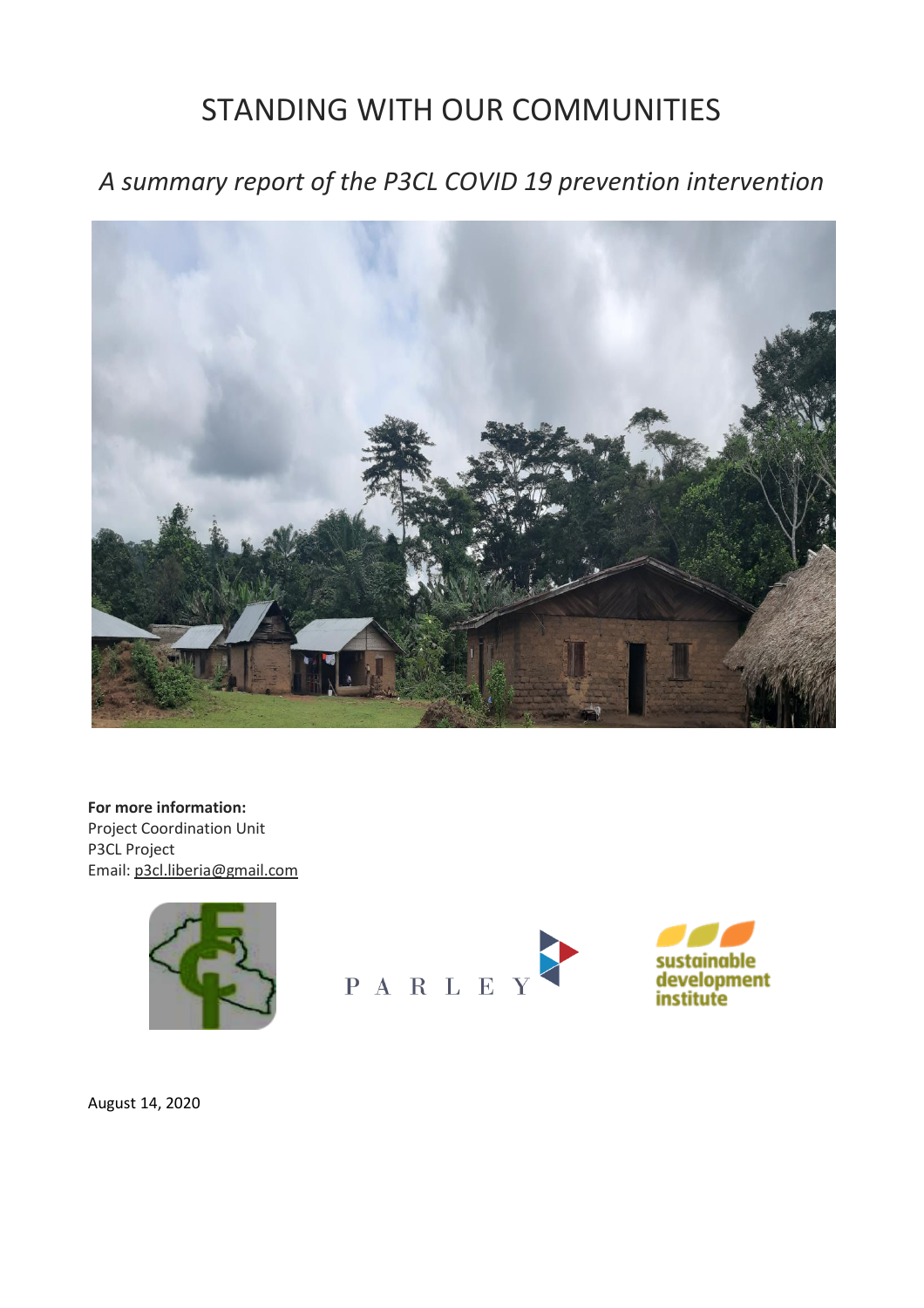# STANDING WITH OUR COMMUNITIES

## *A summary report of the P3CL COVID 19 prevention intervention*

**For more information:**
Project Coordination Unit
P3CL Project
Email: p3cl.liberia@gmail.com

PARLEY

sustainable development institute

August 14, 2020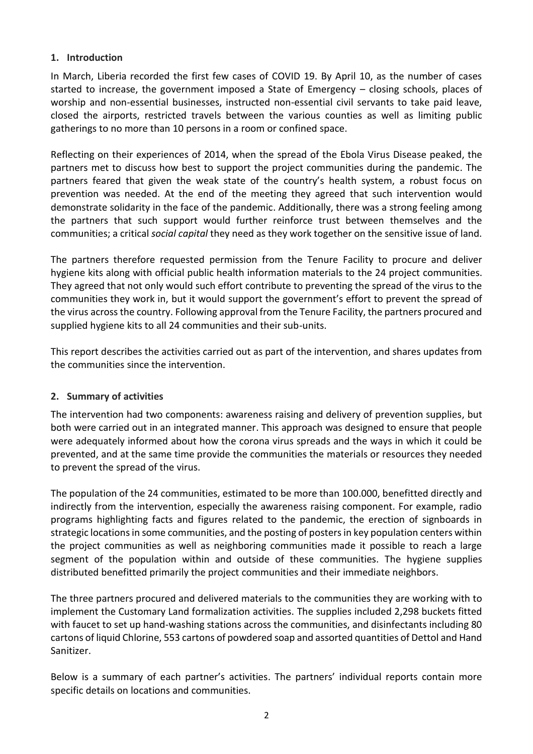## 1. Introduction

In March, Liberia recorded the first few cases of COVID 19. By April 10, as the number of cases started to increase, the government imposed a State of Emergency – closing schools, places of worship and non-essential businesses, instructed non-essential civil servants to take paid leave, closed the airports, restricted travels between the various counties as well as limiting public gatherings to no more than 10 persons in a room or confined space.

Reflecting on their experiences of 2014, when the spread of the Ebola Virus Disease peaked, the partners met to discuss how best to support the project communities during the pandemic. The partners feared that given the weak state of the country's health system, a robust focus on prevention was needed. At the end of the meeting they agreed that such intervention would demonstrate solidarity in the face of the pandemic. Additionally, there was a strong feeling among the partners that such support would further reinforce trust between themselves and the communities; a critical *social capital* they need as they work together on the sensitive issue of land.

The partners therefore requested permission from the Tenure Facility to procure and deliver hygiene kits along with official public health information materials to the 24 project communities. They agreed that not only would such effort contribute to preventing the spread of the virus to the communities they work in, but it would support the government's effort to prevent the spread of the virus across the country. Following approval from the Tenure Facility, the partners procured and supplied hygiene kits to all 24 communities and their sub-units.

This report describes the activities carried out as part of the intervention, and shares updates from the communities since the intervention.

## 2. Summary of activities

The intervention had two components: awareness raising and delivery of prevention supplies, but both were carried out in an integrated manner. This approach was designed to ensure that people were adequately informed about how the corona virus spreads and the ways in which it could be prevented, and at the same time provide the communities the materials or resources they needed to prevent the spread of the virus.

The population of the 24 communities, estimated to be more than 100.000, benefitted directly and indirectly from the intervention, especially the awareness raising component. For example, radio programs highlighting facts and figures related to the pandemic, the erection of signboards in strategic locations in some communities, and the posting of posters in key population centers within the project communities as well as neighboring communities made it possible to reach a large segment of the population within and outside of these communities. The hygiene supplies distributed benefitted primarily the project communities and their immediate neighbors.

The three partners procured and delivered materials to the communities they are working with to implement the Customary Land formalization activities. The supplies included 2,298 buckets fitted with faucet to set up hand-washing stations across the communities, and disinfectants including 80 cartons of liquid Chlorine, 553 cartons of powdered soap and assorted quantities of Dettol and Hand Sanitizer.

Below is a summary of each partner's activities. The partners' individual reports contain more specific details on locations and communities.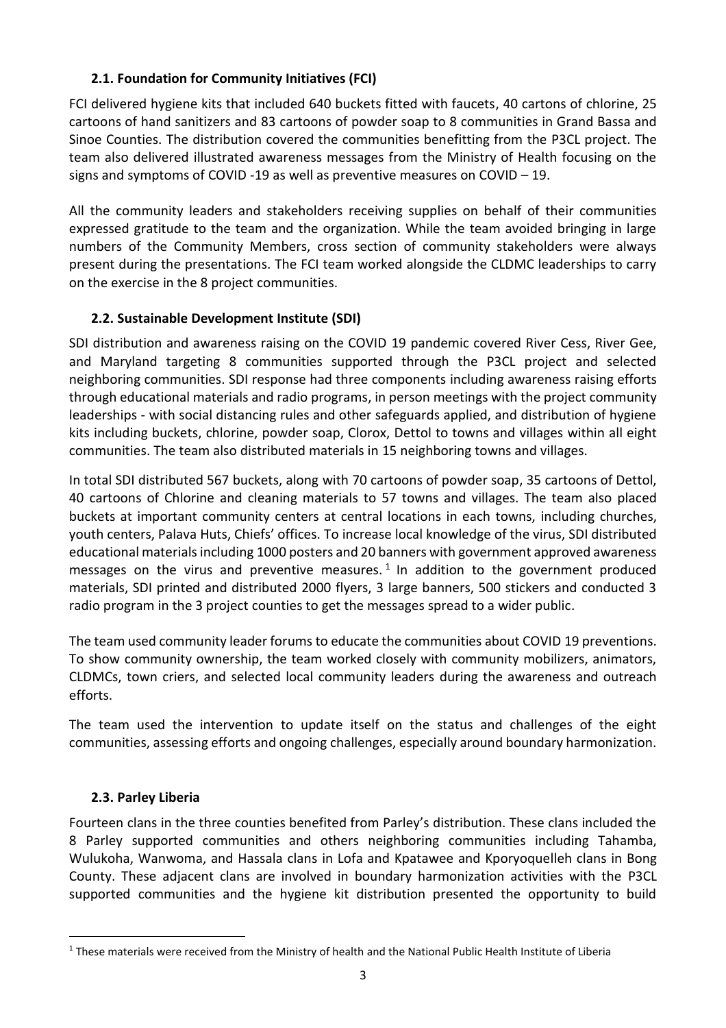### 2.1. Foundation for Community Initiatives (FCI)

FCI delivered hygiene kits that included 640 buckets fitted with faucets, 40 cartons of chlorine, 25 cartoons of hand sanitizers and 83 cartoons of powder soap to 8 communities in Grand Bassa and Sinoe Counties. The distribution covered the communities benefitting from the P3CL project. The team also delivered illustrated awareness messages from the Ministry of Health focusing on the signs and symptoms of COVID -19 as well as preventive measures on COVID – 19.

All the community leaders and stakeholders receiving supplies on behalf of their communities expressed gratitude to the team and the organization. While the team avoided bringing in large numbers of the Community Members, cross section of community stakeholders were always present during the presentations. The FCI team worked alongside the CLDMC leaderships to carry on the exercise in the 8 project communities.

### 2.2. Sustainable Development Institute (SDI)

SDI distribution and awareness raising on the COVID 19 pandemic covered River Cess, River Gee, and Maryland targeting 8 communities supported through the P3CL project and selected neighboring communities. SDI response had three components including awareness raising efforts through educational materials and radio programs, in person meetings with the project community leaderships - with social distancing rules and other safeguards applied, and distribution of hygiene kits including buckets, chlorine, powder soap, Clorox, Dettol to towns and villages within all eight communities. The team also distributed materials in 15 neighboring towns and villages.

In total SDI distributed 567 buckets, along with 70 cartoons of powder soap, 35 cartoons of Dettol, 40 cartoons of Chlorine and cleaning materials to 57 towns and villages. The team also placed buckets at important community centers at central locations in each towns, including churches, youth centers, Palava Huts, Chiefs' offices. To increase local knowledge of the virus, SDI distributed educational materials including 1000 posters and 20 banners with government approved awareness messages on the virus and preventive measures.[1] In addition to the government produced materials, SDI printed and distributed 2000 flyers, 3 large banners, 500 stickers and conducted 3 radio program in the 3 project counties to get the messages spread to a wider public.

The team used community leader forums to educate the communities about COVID 19 preventions. To show community ownership, the team worked closely with community mobilizers, animators, CLDMCs, town criers, and selected local community leaders during the awareness and outreach efforts.

The team used the intervention to update itself on the status and challenges of the eight communities, assessing efforts and ongoing challenges, especially around boundary harmonization.

### 2.3. Parley Liberia

Fourteen clans in the three counties benefited from Parley's distribution. These clans included the 8 Parley supported communities and others neighboring communities including Tahamba, Wulukoha, Wanwoma, and Hassala clans in Lofa and Kpatawee and Kporyoquelleh clans in Bong County. These adjacent clans are involved in boundary harmonization activities with the P3CL supported communities and the hygiene kit distribution presented the opportunity to build

[1] These materials were received from the Ministry of health and the National Public Health Institute of Liberia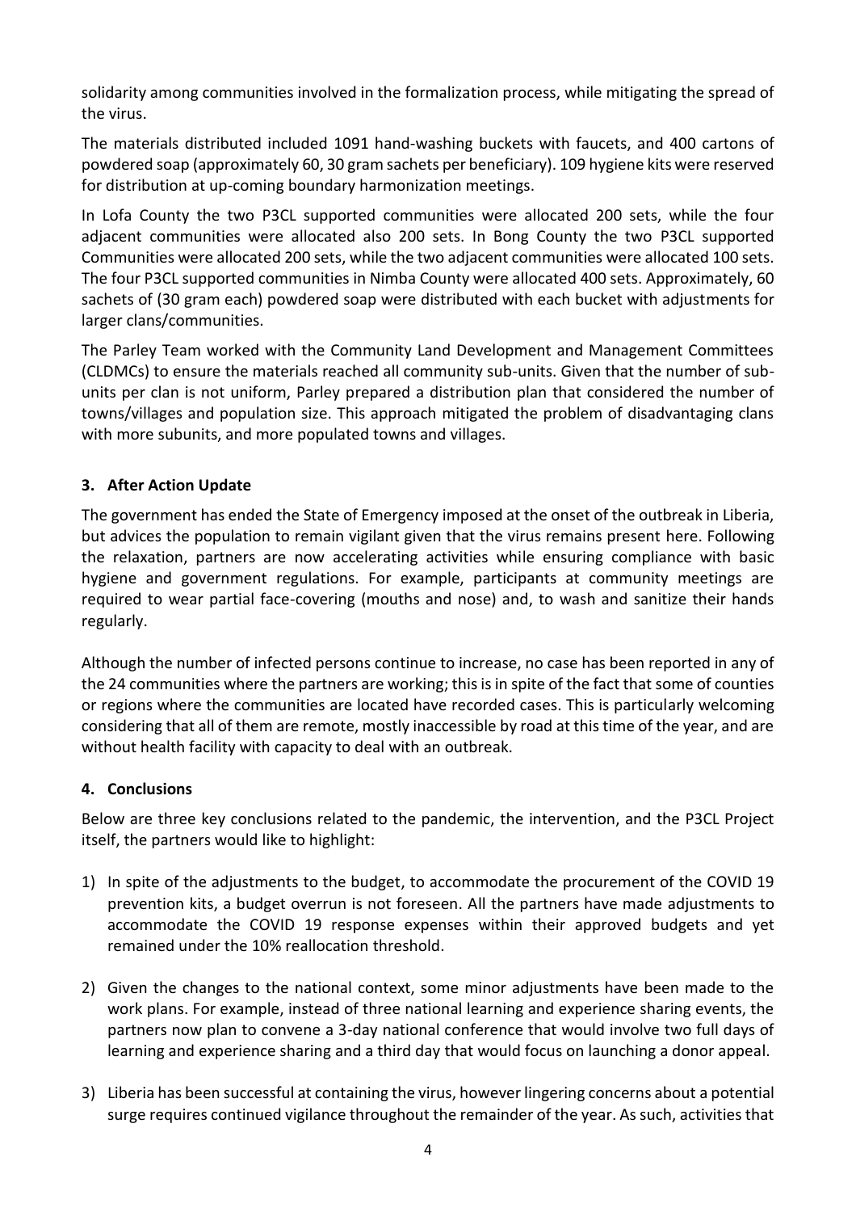solidarity among communities involved in the formalization process, while mitigating the spread of the virus.

The materials distributed included 1091 hand-washing buckets with faucets, and 400 cartons of powdered soap (approximately 60, 30 gram sachets per beneficiary). 109 hygiene kits were reserved for distribution at up-coming boundary harmonization meetings.

In Lofa County the two P3CL supported communities were allocated 200 sets, while the four adjacent communities were allocated also 200 sets. In Bong County the two P3CL supported Communities were allocated 200 sets, while the two adjacent communities were allocated 100 sets. The four P3CL supported communities in Nimba County were allocated 400 sets. Approximately, 60 sachets of (30 gram each) powdered soap were distributed with each bucket with adjustments for larger clans/communities.

The Parley Team worked with the Community Land Development and Management Committees (CLDMCs) to ensure the materials reached all community sub-units. Given that the number of sub-units per clan is not uniform, Parley prepared a distribution plan that considered the number of towns/villages and population size. This approach mitigated the problem of disadvantaging clans with more subunits, and more populated towns and villages.

## 3. After Action Update

The government has ended the State of Emergency imposed at the onset of the outbreak in Liberia, but advices the population to remain vigilant given that the virus remains present here. Following the relaxation, partners are now accelerating activities while ensuring compliance with basic hygiene and government regulations. For example, participants at community meetings are required to wear partial face-covering (mouths and nose) and, to wash and sanitize their hands regularly.

Although the number of infected persons continue to increase, no case has been reported in any of the 24 communities where the partners are working; this is in spite of the fact that some of counties or regions where the communities are located have recorded cases. This is particularly welcoming considering that all of them are remote, mostly inaccessible by road at this time of the year, and are without health facility with capacity to deal with an outbreak.

## 4. Conclusions

Below are three key conclusions related to the pandemic, the intervention, and the P3CL Project itself, the partners would like to highlight:

1) In spite of the adjustments to the budget, to accommodate the procurement of the COVID 19 prevention kits, a budget overrun is not foreseen. All the partners have made adjustments to accommodate the COVID 19 response expenses within their approved budgets and yet remained under the 10% reallocation threshold.

2) Given the changes to the national context, some minor adjustments have been made to the work plans. For example, instead of three national learning and experience sharing events, the partners now plan to convene a 3-day national conference that would involve two full days of learning and experience sharing and a third day that would focus on launching a donor appeal.

3) Liberia has been successful at containing the virus, however lingering concerns about a potential surge requires continued vigilance throughout the remainder of the year. As such, activities that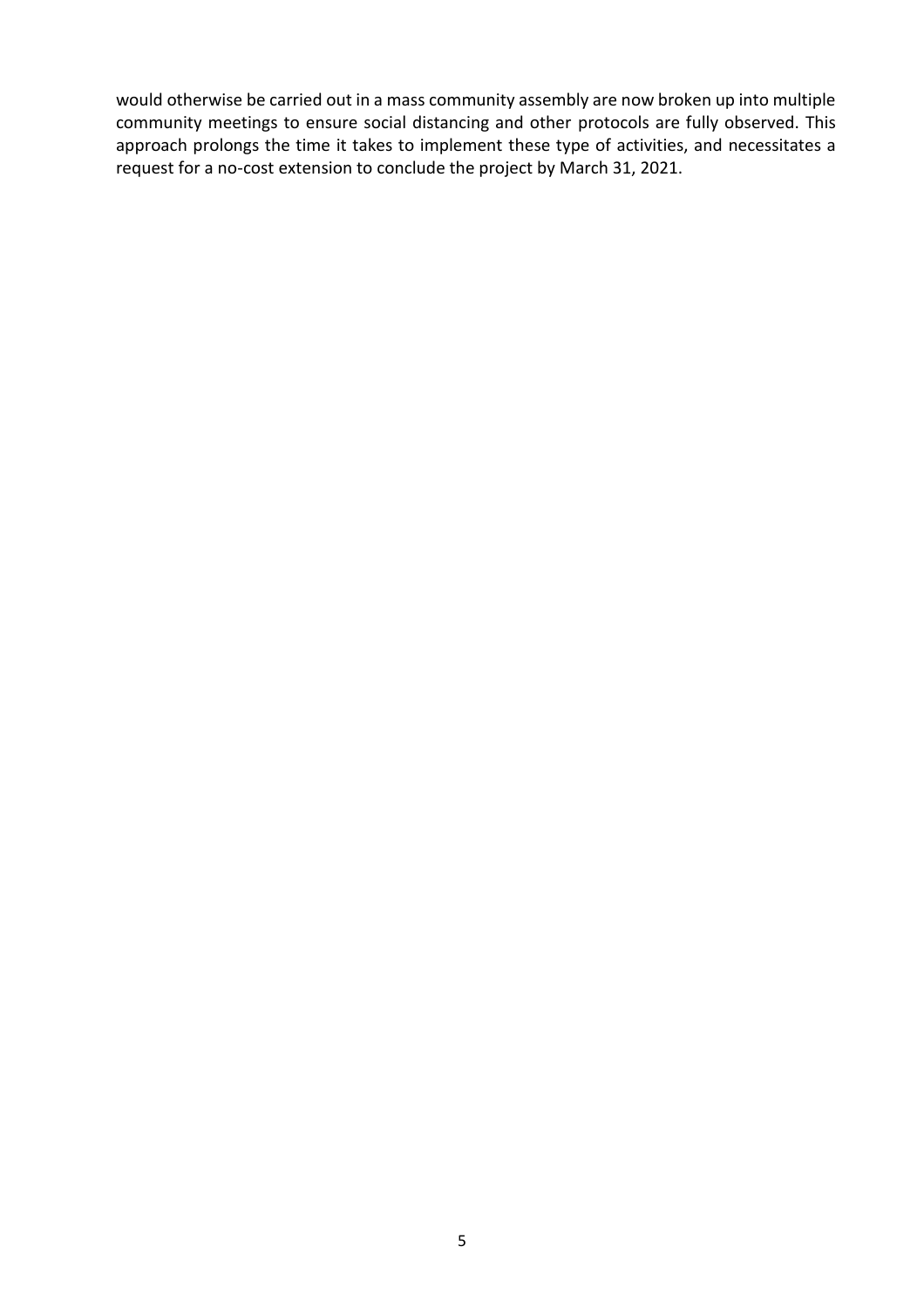would otherwise be carried out in a mass community assembly are now broken up into multiple community meetings to ensure social distancing and other protocols are fully observed. This approach prolongs the time it takes to implement these type of activities, and necessitates a request for a no-cost extension to conclude the project by March 31, 2021.